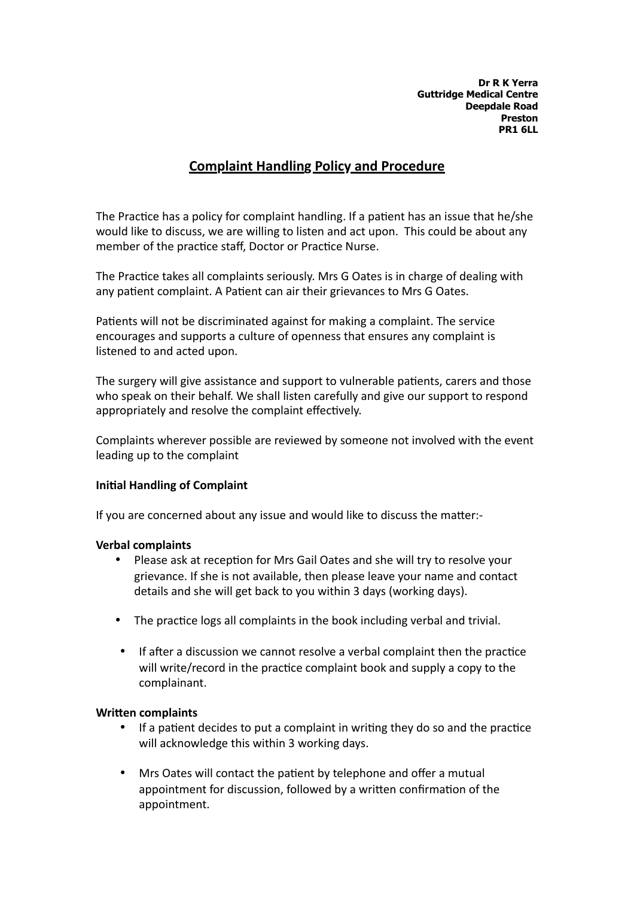**Dr R K Yerra**
**Guttridge Medical Centre**
**Deepdale Road**
**Preston**
**PR1 6LL**

# Complaint Handling Policy and Procedure

The Practice has a policy for complaint handling. If a patient has an issue that he/she would like to discuss, we are willing to listen and act upon. This could be about any member of the practice staff, Doctor or Practice Nurse.

The Practice takes all complaints seriously. Mrs G Oates is in charge of dealing with any patient complaint. A Patient can air their grievances to Mrs G Oates.

Patients will not be discriminated against for making a complaint. The service encourages and supports a culture of openness that ensures any complaint is listened to and acted upon.

The surgery will give assistance and support to vulnerable patients, carers and those who speak on their behalf. We shall listen carefully and give our support to respond appropriately and resolve the complaint effectively.

Complaints wherever possible are reviewed by someone not involved with the event leading up to the complaint

**Initial Handling of Complaint**

If you are concerned about any issue and would like to discuss the matter:-

**Verbal complaints**

- Please ask at reception for Mrs Gail Oates and she will try to resolve your grievance. If she is not available, then please leave your name and contact details and she will get back to you within 3 days (working days).
- The practice logs all complaints in the book including verbal and trivial.
- If after a discussion we cannot resolve a verbal complaint then the practice will write/record in the practice complaint book and supply a copy to the complainant.

**Written complaints**

- If a patient decides to put a complaint in writing they do so and the practice will acknowledge this within 3 working days.
- Mrs Oates will contact the patient by telephone and offer a mutual appointment for discussion, followed by a written confirmation of the appointment.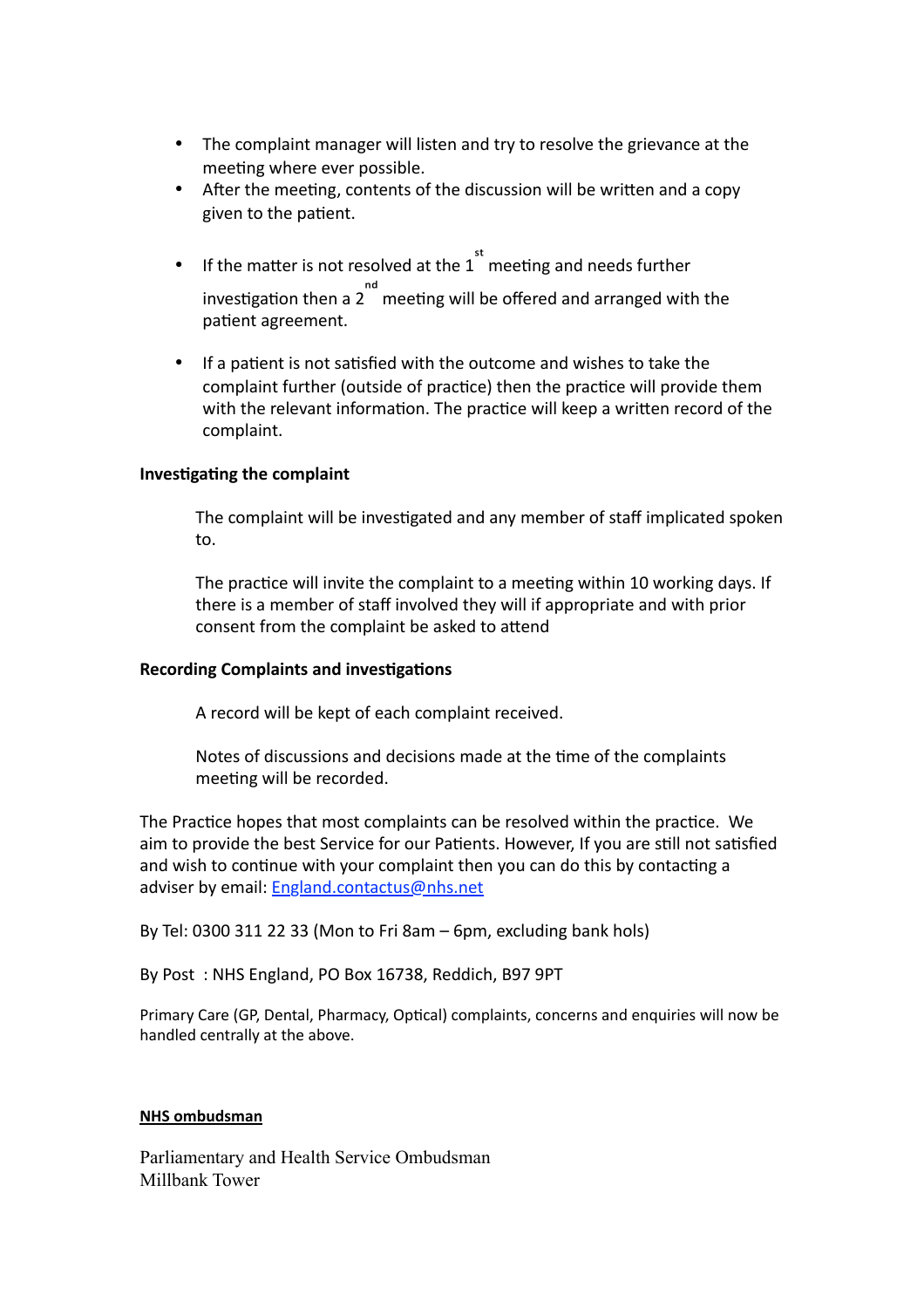- The complaint manager will listen and try to resolve the grievance at the meeting where ever possible.
- After the meeting, contents of the discussion will be written and a copy given to the patient.
- If the matter is not resolved at the 1st meeting and needs further investigation then a 2nd meeting will be offered and arranged with the patient agreement.
- If a patient is not satisfied with the outcome and wishes to take the complaint further (outside of practice) then the practice will provide them with the relevant information. The practice will keep a written record of the complaint.

**Investigating the complaint**

The complaint will be investigated and any member of staff implicated spoken to.

The practice will invite the complaint to a meeting within 10 working days. If there is a member of staff involved they will if appropriate and with prior consent from the complaint be asked to attend

**Recording Complaints and investigations**

A record will be kept of each complaint received.

Notes of discussions and decisions made at the time of the complaints meeting will be recorded.

The Practice hopes that most complaints can be resolved within the practice. We aim to provide the best Service for our Patients. However, If you are still not satisfied and wish to continue with your complaint then you can do this by contacting a adviser by email: England.contactus@nhs.net

By Tel: 0300 311 22 33 (Mon to Fri 8am – 6pm, excluding bank hols)

By Post : NHS England, PO Box 16738, Reddich, B97 9PT

Primary Care (GP, Dental, Pharmacy, Optical) complaints, concerns and enquiries will now be handled centrally at the above.

**NHS ombudsman**

Parliamentary and Health Service Ombudsman
Millbank Tower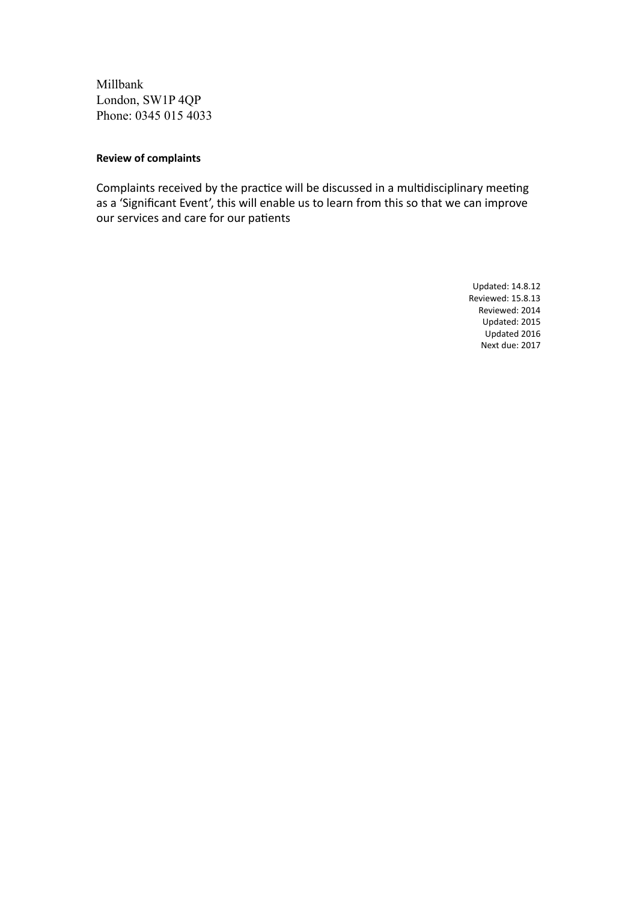Millbank
London, SW1P 4QP
Phone: 0345 015 4033

**Review of complaints**

Complaints received by the practice will be discussed in a multidisciplinary meeting as a 'Significant Event', this will enable us to learn from this so that we can improve our services and care for our patients

Updated: 14.8.12
Reviewed: 15.8.13
Reviewed: 2014
Updated: 2015
Updated 2016
Next due: 2017